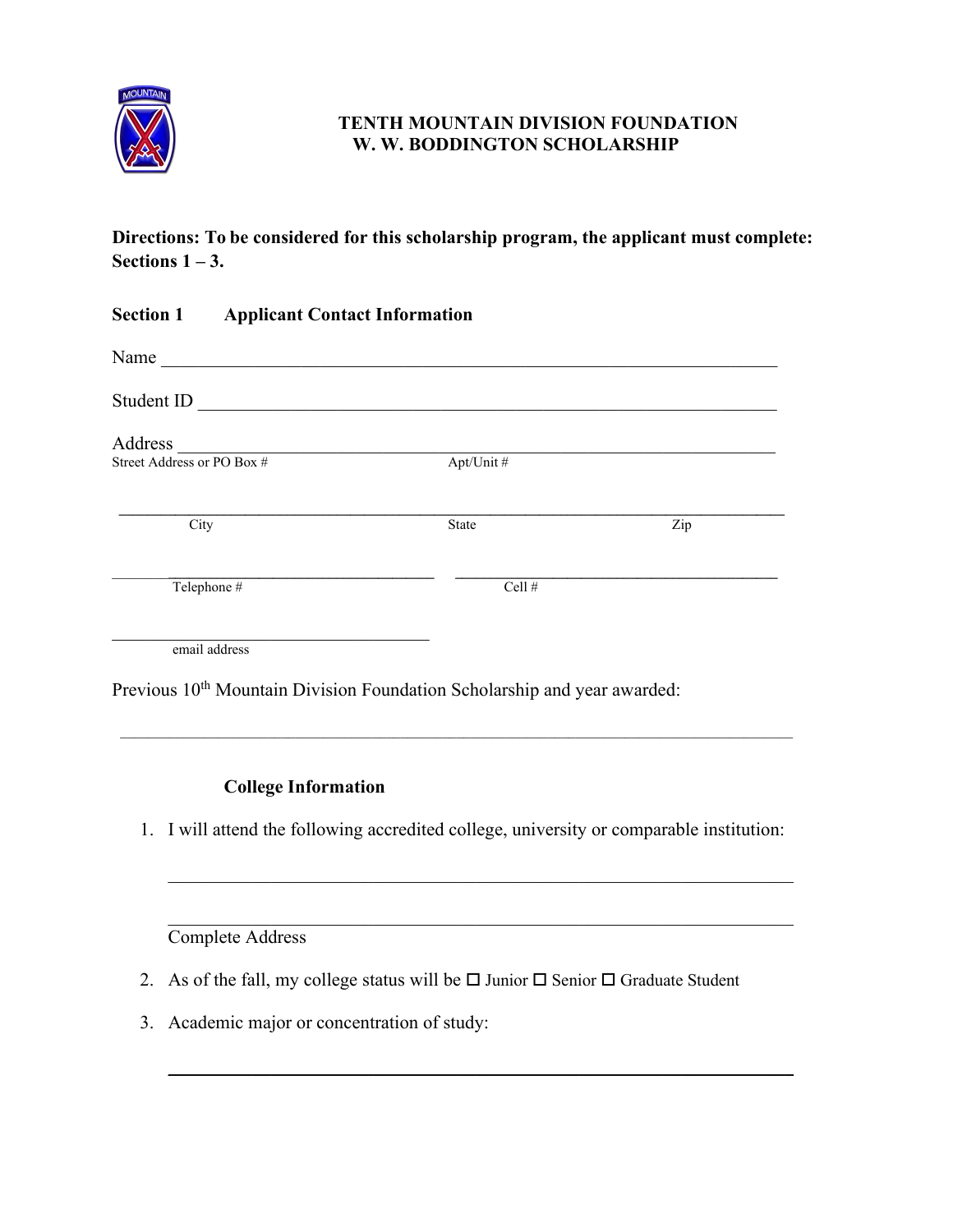# TENTH MOUNTAIN DIVISION FOUNDATION
## W. W. BODDINGTON SCHOLARSHIP

**Directions: To be considered for this scholarship program, the applicant must complete: Sections 1 – 3.**

### Section 1 Applicant Contact Information

Name ____________________________________________________________________

Student ID ________________________________________________________________

Address __________________________________________________________________
Street Address or PO Box # Apt/Unit #

__________________________________________________________________________
City State Zip

______________________________ ______________________________
Telephone # Cell #

______________________________
email address

Previous 10th Mountain Division Foundation Scholarship and year awarded:

__________________________________________________________________________

### College Information

1. I will attend the following accredited college, university or comparable institution:

   __________________________________________________________________________

   __________________________________________________________________________
   Complete Address

2. As of the fall, my college status will be ☐ Junior ☐ Senior ☐ Graduate Student

3. Academic major or concentration of study:

   __________________________________________________________________________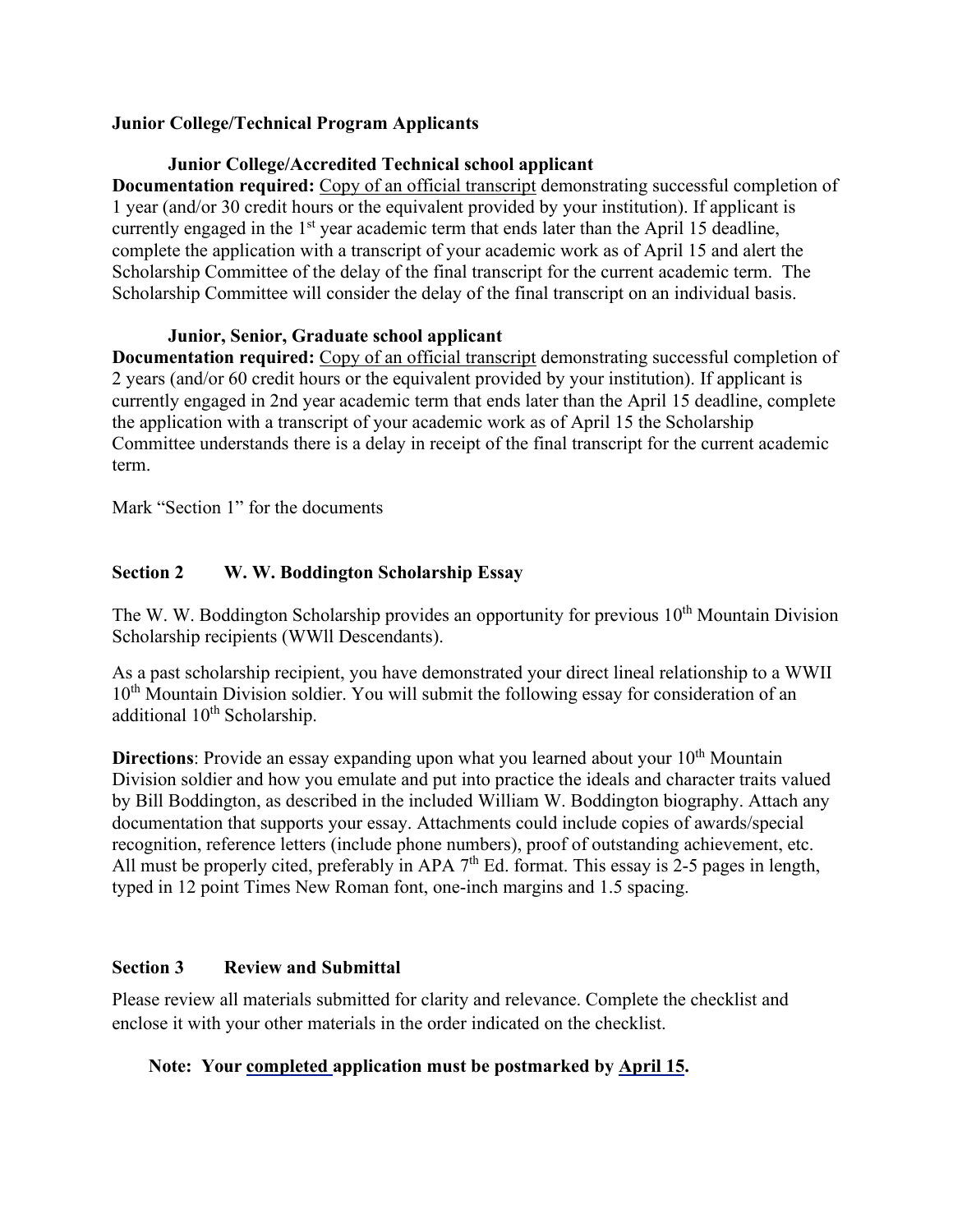**Junior College/Technical Program Applicants**

**Junior College/Accredited Technical school applicant**

**Documentation required:** <u>Copy of an official transcript</u> demonstrating successful completion of 1 year (and/or 30 credit hours or the equivalent provided by your institution). If applicant is currently engaged in the 1st year academic term that ends later than the April 15 deadline, complete the application with a transcript of your academic work as of April 15 and alert the Scholarship Committee of the delay of the final transcript for the current academic term. The Scholarship Committee will consider the delay of the final transcript on an individual basis.

**Junior, Senior, Graduate school applicant**

**Documentation required:** <u>Copy of an official transcript</u> demonstrating successful completion of 2 years (and/or 60 credit hours or the equivalent provided by your institution). If applicant is currently engaged in 2nd year academic term that ends later than the April 15 deadline, complete the application with a transcript of your academic work as of April 15 the Scholarship Committee understands there is a delay in receipt of the final transcript for the current academic term.

Mark "Section 1" for the documents

## Section 2 W. W. Boddington Scholarship Essay

The W. W. Boddington Scholarship provides an opportunity for previous 10th Mountain Division Scholarship recipients (WWll Descendants).

As a past scholarship recipient, you have demonstrated your direct lineal relationship to a WWII 10th Mountain Division soldier. You will submit the following essay for consideration of an additional 10th Scholarship.

**Directions**: Provide an essay expanding upon what you learned about your 10th Mountain Division soldier and how you emulate and put into practice the ideals and character traits valued by Bill Boddington, as described in the included William W. Boddington biography. Attach any documentation that supports your essay. Attachments could include copies of awards/special recognition, reference letters (include phone numbers), proof of outstanding achievement, etc. All must be properly cited, preferably in APA 7th Ed. format. This essay is 2-5 pages in length, typed in 12 point Times New Roman font, one-inch margins and 1.5 spacing.

## Section 3 Review and Submittal

Please review all materials submitted for clarity and relevance. Complete the checklist and enclose it with your other materials in the order indicated on the checklist.

**Note: Your <u>completed</u> application must be postmarked by <u>April 15</u>.**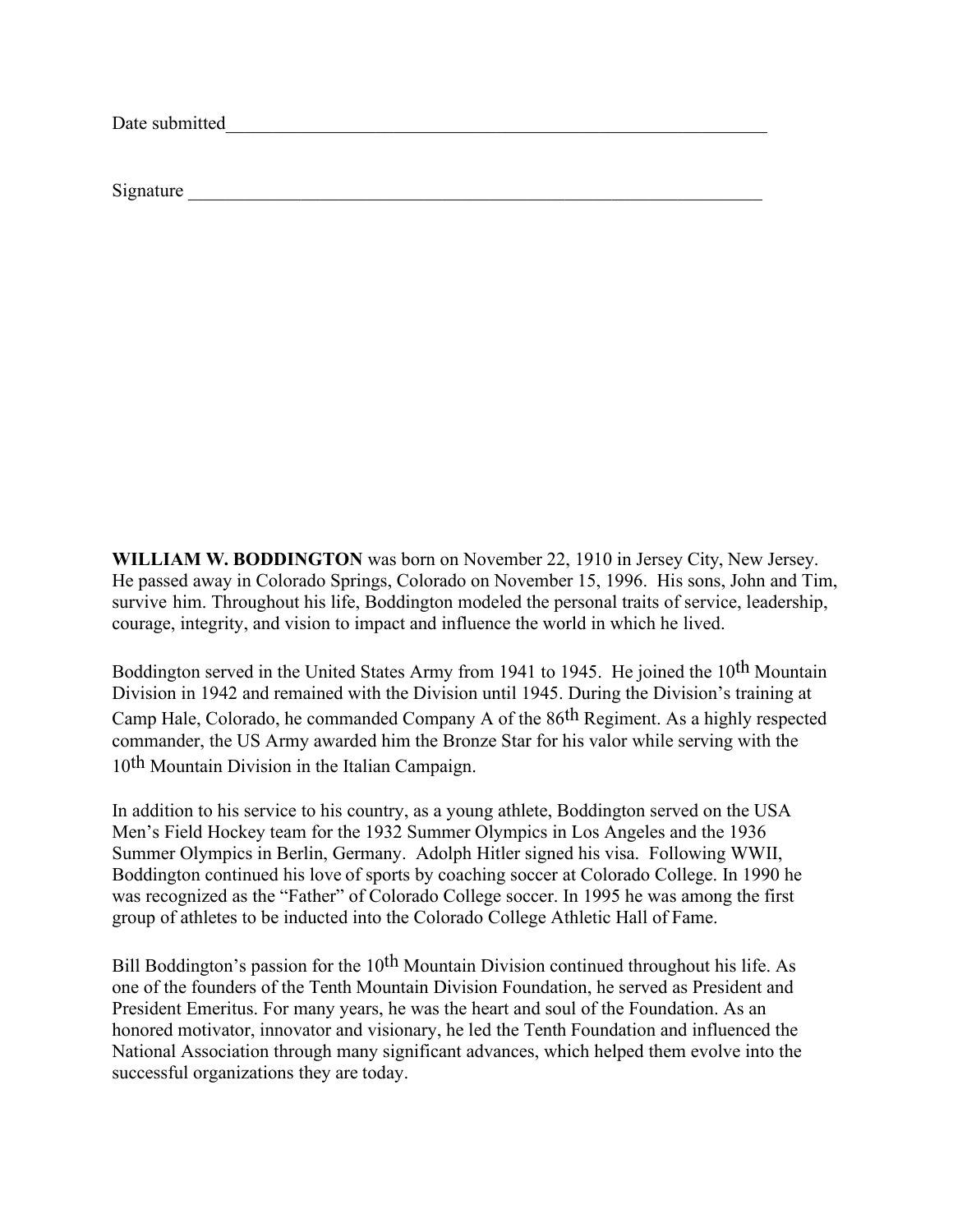Date submitted______________________________________________________________

Signature _________________________________________________________________

**WILLIAM W. BODDINGTON** was born on November 22, 1910 in Jersey City, New Jersey. He passed away in Colorado Springs, Colorado on November 15, 1996. His sons, John and Tim, survive him. Throughout his life, Boddington modeled the personal traits of service, leadership, courage, integrity, and vision to impact and influence the world in which he lived.

Boddington served in the United States Army from 1941 to 1945. He joined the 10th Mountain Division in 1942 and remained with the Division until 1945. During the Division's training at Camp Hale, Colorado, he commanded Company A of the 86th Regiment. As a highly respected commander, the US Army awarded him the Bronze Star for his valor while serving with the 10th Mountain Division in the Italian Campaign.

In addition to his service to his country, as a young athlete, Boddington served on the USA Men's Field Hockey team for the 1932 Summer Olympics in Los Angeles and the 1936 Summer Olympics in Berlin, Germany. Adolph Hitler signed his visa. Following WWII, Boddington continued his love of sports by coaching soccer at Colorado College. In 1990 he was recognized as the "Father" of Colorado College soccer. In 1995 he was among the first group of athletes to be inducted into the Colorado College Athletic Hall of Fame.

Bill Boddington's passion for the 10th Mountain Division continued throughout his life. As one of the founders of the Tenth Mountain Division Foundation, he served as President and President Emeritus. For many years, he was the heart and soul of the Foundation. As an honored motivator, innovator and visionary, he led the Tenth Foundation and influenced the National Association through many significant advances, which helped them evolve into the successful organizations they are today.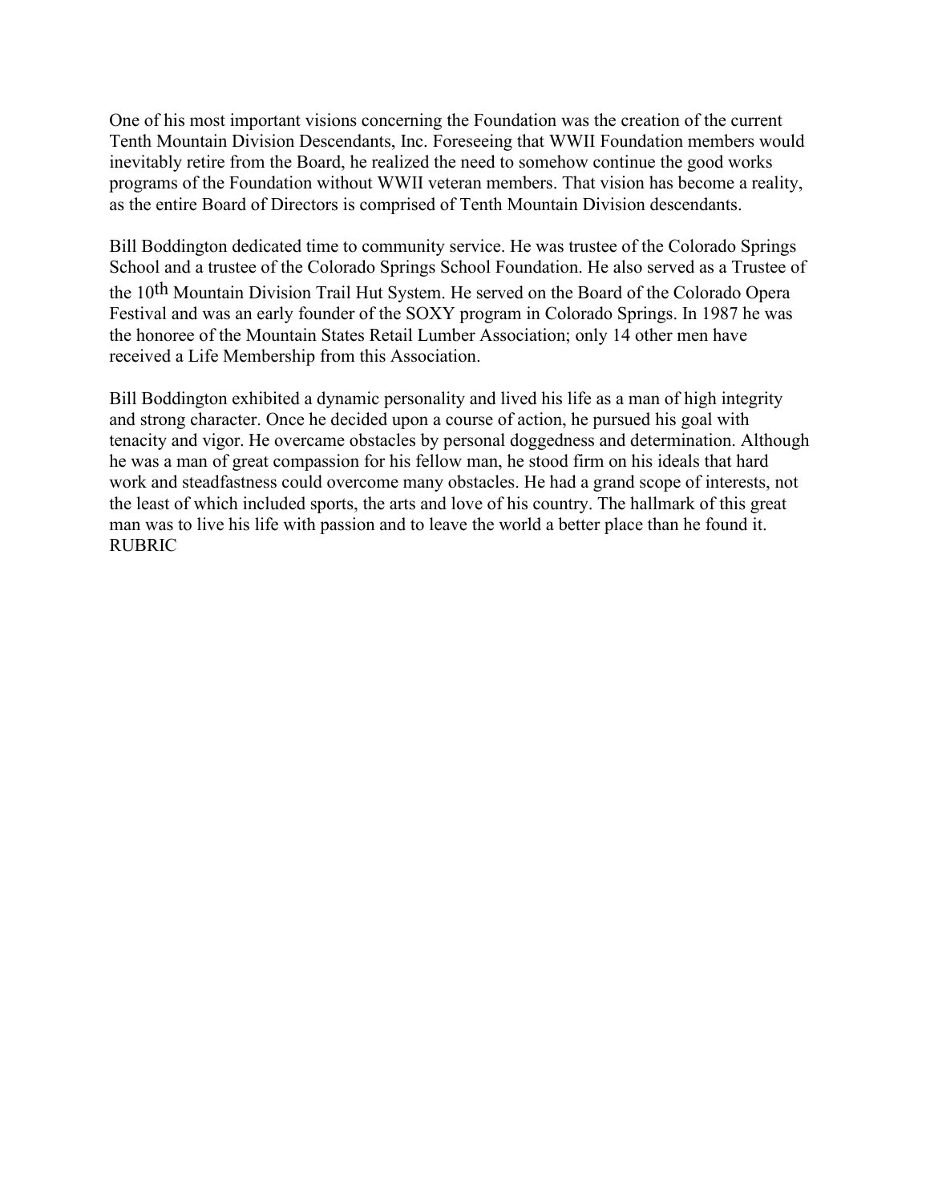One of his most important visions concerning the Foundation was the creation of the current Tenth Mountain Division Descendants, Inc. Foreseeing that WWII Foundation members would inevitably retire from the Board, he realized the need to somehow continue the good works programs of the Foundation without WWII veteran members. That vision has become a reality, as the entire Board of Directors is comprised of Tenth Mountain Division descendants.

Bill Boddington dedicated time to community service. He was trustee of the Colorado Springs School and a trustee of the Colorado Springs School Foundation. He also served as a Trustee of the 10th Mountain Division Trail Hut System. He served on the Board of the Colorado Opera Festival and was an early founder of the SOXY program in Colorado Springs. In 1987 he was the honoree of the Mountain States Retail Lumber Association; only 14 other men have received a Life Membership from this Association.

Bill Boddington exhibited a dynamic personality and lived his life as a man of high integrity and strong character. Once he decided upon a course of action, he pursued his goal with tenacity and vigor. He overcame obstacles by personal doggedness and determination. Although he was a man of great compassion for his fellow man, he stood firm on his ideals that hard work and steadfastness could overcome many obstacles. He had a grand scope of interests, not the least of which included sports, the arts and love of his country. The hallmark of this great man was to live his life with passion and to leave the world a better place than he found it.
RUBRIC